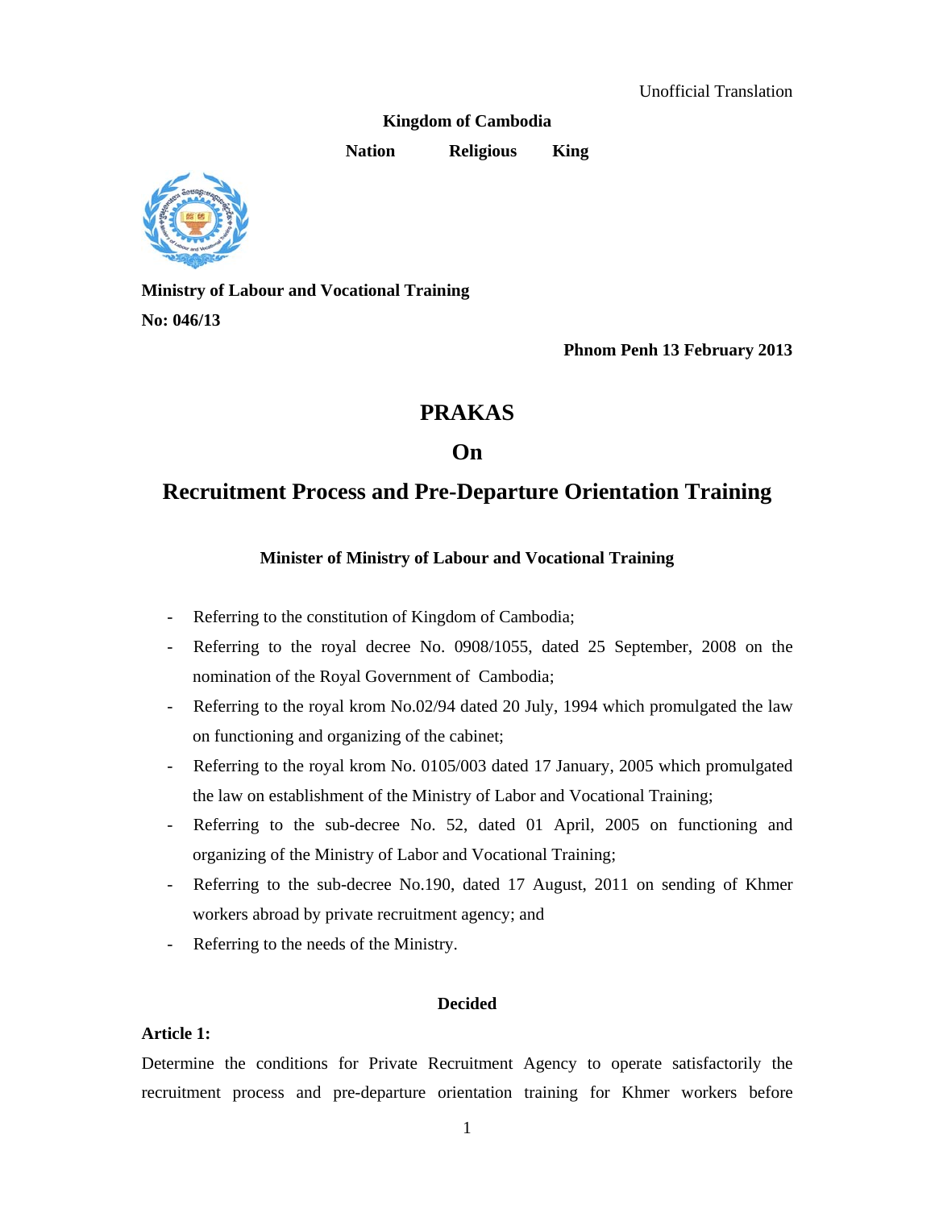Unofficial Translation

**Kingdom of Cambodia**

**Nation Religious King**

**Ministry of Labour and Vocational Training**

**No: 046/13**

**Phnom Penh 13 February 2013**

# PRAKAS

# On

# Recruitment Process and Pre-Departure Orientation Training

**Minister of Ministry of Labour and Vocational Training**

- Referring to the constitution of Kingdom of Cambodia;
- Referring to the royal decree No. 0908/1055, dated 25 September, 2008 on the nomination of the Royal Government of Cambodia;
- Referring to the royal krom No.02/94 dated 20 July, 1994 which promulgated the law on functioning and organizing of the cabinet;
- Referring to the royal krom No. 0105/003 dated 17 January, 2005 which promulgated the law on establishment of the Ministry of Labor and Vocational Training;
- Referring to the sub-decree No. 52, dated 01 April, 2005 on functioning and organizing of the Ministry of Labor and Vocational Training;
- Referring to the sub-decree No.190, dated 17 August, 2011 on sending of Khmer workers abroad by private recruitment agency; and
- Referring to the needs of the Ministry.

**Decided**

**Article 1:**

Determine the conditions for Private Recruitment Agency to operate satisfactorily the recruitment process and pre-departure orientation training for Khmer workers before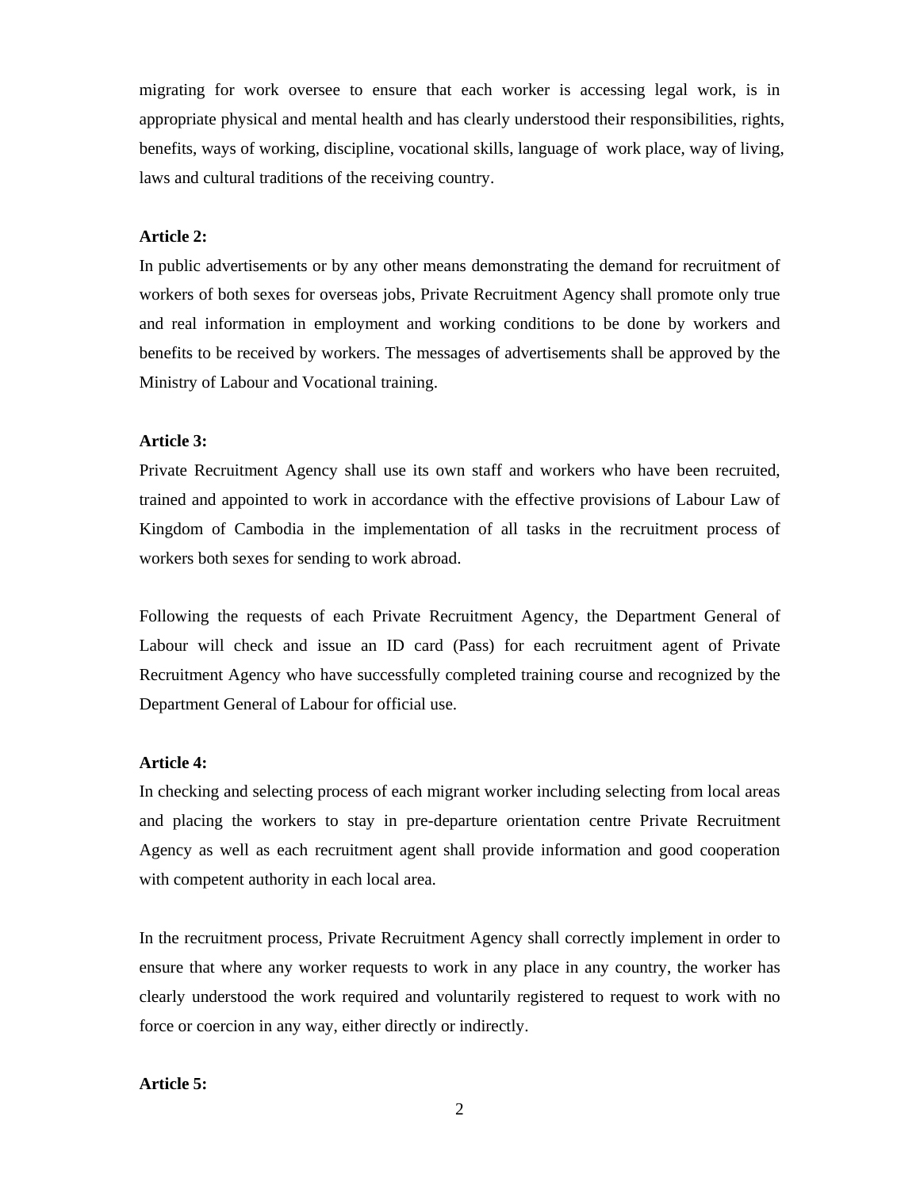migrating for work oversee to ensure that each worker is accessing legal work, is in appropriate physical and mental health and has clearly understood their responsibilities, rights, benefits, ways of working, discipline, vocational skills, language of work place, way of living, laws and cultural traditions of the receiving country.

**Article 2:**

In public advertisements or by any other means demonstrating the demand for recruitment of workers of both sexes for overseas jobs, Private Recruitment Agency shall promote only true and real information in employment and working conditions to be done by workers and benefits to be received by workers. The messages of advertisements shall be approved by the Ministry of Labour and Vocational training.

**Article 3:**

Private Recruitment Agency shall use its own staff and workers who have been recruited, trained and appointed to work in accordance with the effective provisions of Labour Law of Kingdom of Cambodia in the implementation of all tasks in the recruitment process of workers both sexes for sending to work abroad.

Following the requests of each Private Recruitment Agency, the Department General of Labour will check and issue an ID card (Pass) for each recruitment agent of Private Recruitment Agency who have successfully completed training course and recognized by the Department General of Labour for official use.

**Article 4:**

In checking and selecting process of each migrant worker including selecting from local areas and placing the workers to stay in pre-departure orientation centre Private Recruitment Agency as well as each recruitment agent shall provide information and good cooperation with competent authority in each local area.

In the recruitment process, Private Recruitment Agency shall correctly implement in order to ensure that where any worker requests to work in any place in any country, the worker has clearly understood the work required and voluntarily registered to request to work with no force or coercion in any way, either directly or indirectly.

**Article 5:**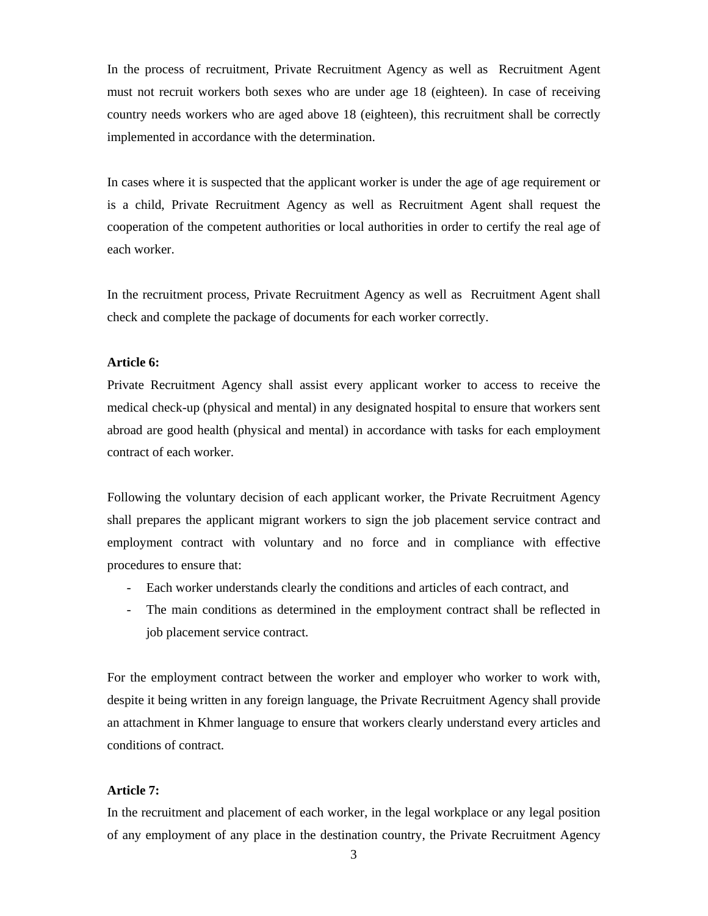In the process of recruitment, Private Recruitment Agency as well as Recruitment Agent must not recruit workers both sexes who are under age 18 (eighteen). In case of receiving country needs workers who are aged above 18 (eighteen), this recruitment shall be correctly implemented in accordance with the determination.

In cases where it is suspected that the applicant worker is under the age of age requirement or is a child, Private Recruitment Agency as well as Recruitment Agent shall request the cooperation of the competent authorities or local authorities in order to certify the real age of each worker.

In the recruitment process, Private Recruitment Agency as well as Recruitment Agent shall check and complete the package of documents for each worker correctly.

**Article 6:**

Private Recruitment Agency shall assist every applicant worker to access to receive the medical check-up (physical and mental) in any designated hospital to ensure that workers sent abroad are good health (physical and mental) in accordance with tasks for each employment contract of each worker.

Following the voluntary decision of each applicant worker, the Private Recruitment Agency shall prepares the applicant migrant workers to sign the job placement service contract and employment contract with voluntary and no force and in compliance with effective procedures to ensure that:

- Each worker understands clearly the conditions and articles of each contract, and
- The main conditions as determined in the employment contract shall be reflected in job placement service contract.

For the employment contract between the worker and employer who worker to work with, despite it being written in any foreign language, the Private Recruitment Agency shall provide an attachment in Khmer language to ensure that workers clearly understand every articles and conditions of contract.

**Article 7:**

In the recruitment and placement of each worker, in the legal workplace or any legal position of any employment of any place in the destination country, the Private Recruitment Agency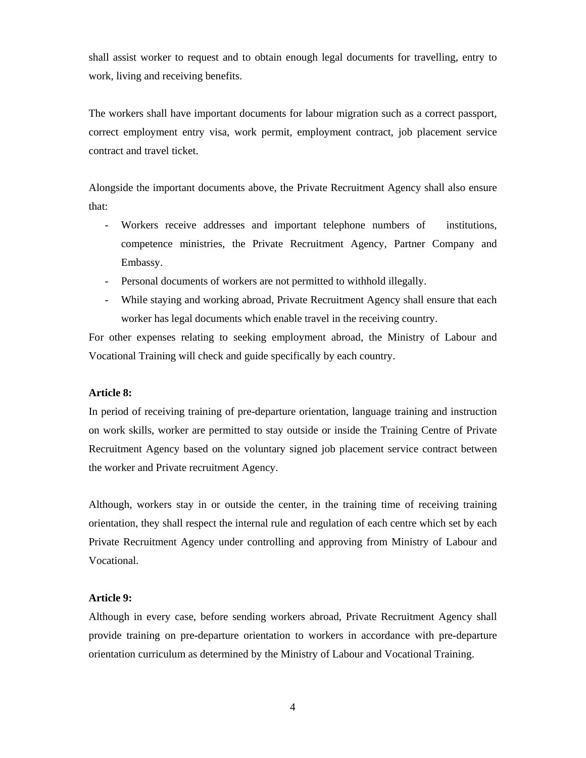shall assist worker to request and to obtain enough legal documents for travelling, entry to work, living and receiving benefits.

The workers shall have important documents for labour migration such as a correct passport, correct employment entry visa, work permit, employment contract, job placement service contract and travel ticket.

Alongside the important documents above, the Private Recruitment Agency shall also ensure that:

- Workers receive addresses and important telephone numbers of institutions, competence ministries, the Private Recruitment Agency, Partner Company and Embassy.
- Personal documents of workers are not permitted to withhold illegally.
- While staying and working abroad, Private Recruitment Agency shall ensure that each worker has legal documents which enable travel in the receiving country.

For other expenses relating to seeking employment abroad, the Ministry of Labour and Vocational Training will check and guide specifically by each country.

**Article 8:**

In period of receiving training of pre-departure orientation, language training and instruction on work skills, worker are permitted to stay outside or inside the Training Centre of Private Recruitment Agency based on the voluntary signed job placement service contract between the worker and Private recruitment Agency.

Although, workers stay in or outside the center, in the training time of receiving training orientation, they shall respect the internal rule and regulation of each centre which set by each Private Recruitment Agency under controlling and approving from Ministry of Labour and Vocational.

**Article 9:**

Although in every case, before sending workers abroad, Private Recruitment Agency shall provide training on pre-departure orientation to workers in accordance with pre-departure orientation curriculum as determined by the Ministry of Labour and Vocational Training.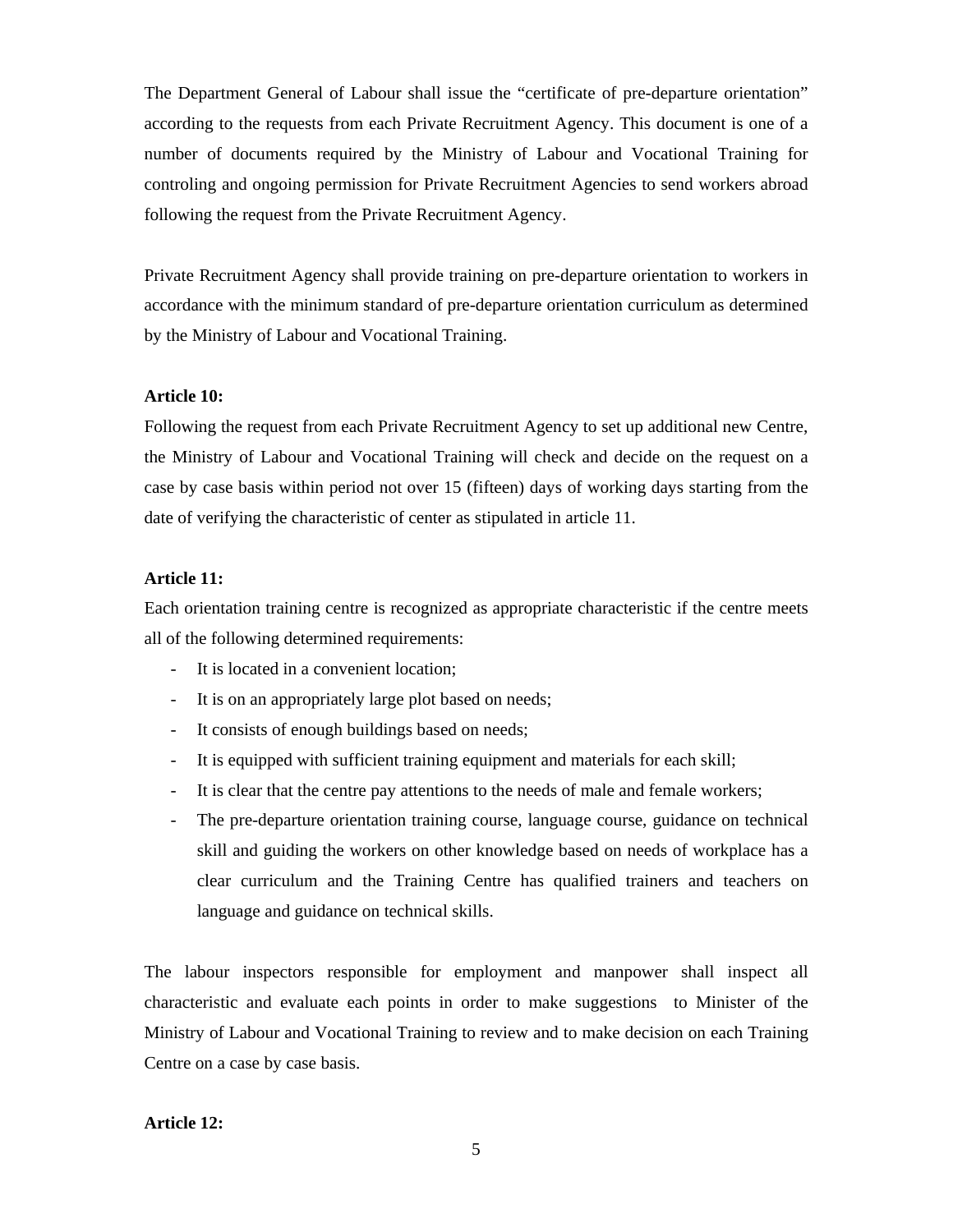The Department General of Labour shall issue the "certificate of pre-departure orientation" according to the requests from each Private Recruitment Agency. This document is one of a number of documents required by the Ministry of Labour and Vocational Training for controling and ongoing permission for Private Recruitment Agencies to send workers abroad following the request from the Private Recruitment Agency.

Private Recruitment Agency shall provide training on pre-departure orientation to workers in accordance with the minimum standard of pre-departure orientation curriculum as determined by the Ministry of Labour and Vocational Training.

**Article 10:**

Following the request from each Private Recruitment Agency to set up additional new Centre, the Ministry of Labour and Vocational Training will check and decide on the request on a case by case basis within period not over 15 (fifteen) days of working days starting from the date of verifying the characteristic of center as stipulated in article 11.

**Article 11:**

Each orientation training centre is recognized as appropriate characteristic if the centre meets all of the following determined requirements:

- It is located in a convenient location;
- It is on an appropriately large plot based on needs;
- It consists of enough buildings based on needs;
- It is equipped with sufficient training equipment and materials for each skill;
- It is clear that the centre pay attentions to the needs of male and female workers;
- The pre-departure orientation training course, language course, guidance on technical skill and guiding the workers on other knowledge based on needs of workplace has a clear curriculum and the Training Centre has qualified trainers and teachers on language and guidance on technical skills.

The labour inspectors responsible for employment and manpower shall inspect all characteristic and evaluate each points in order to make suggestions to Minister of the Ministry of Labour and Vocational Training to review and to make decision on each Training Centre on a case by case basis.

**Article 12:**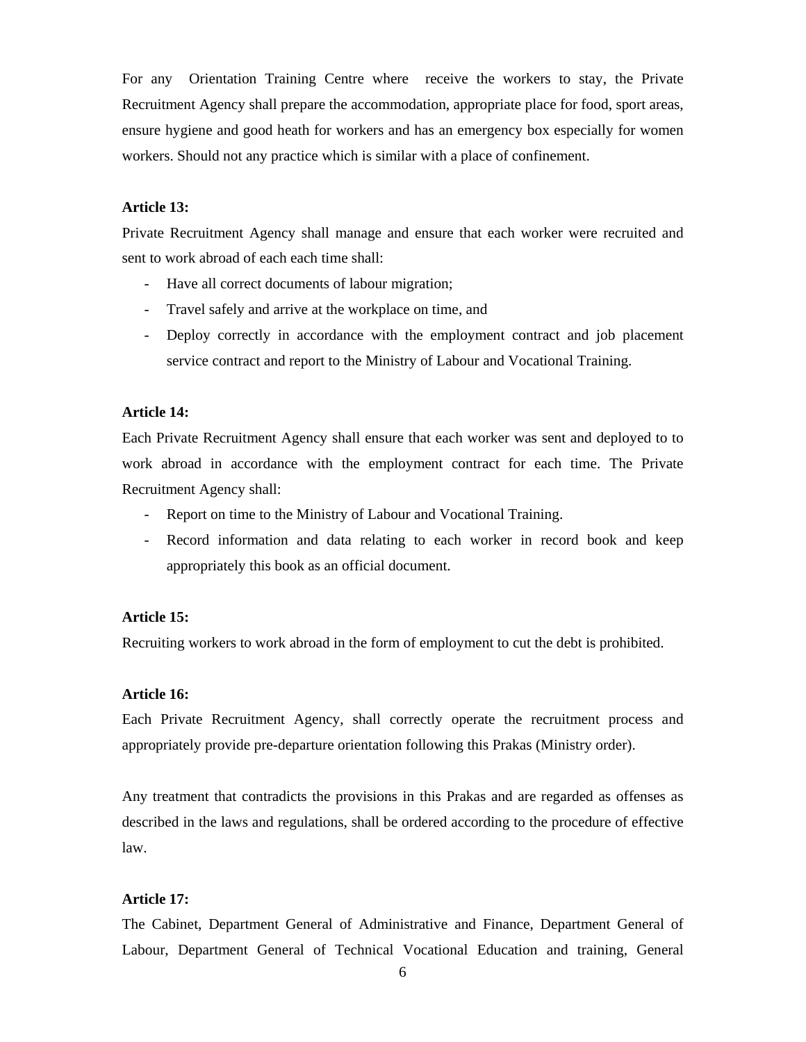For any Orientation Training Centre where receive the workers to stay, the Private Recruitment Agency shall prepare the accommodation, appropriate place for food, sport areas, ensure hygiene and good heath for workers and has an emergency box especially for women workers. Should not any practice which is similar with a place of confinement.

**Article 13:**

Private Recruitment Agency shall manage and ensure that each worker were recruited and sent to work abroad of each each time shall:

- Have all correct documents of labour migration;
- Travel safely and arrive at the workplace on time, and
- Deploy correctly in accordance with the employment contract and job placement service contract and report to the Ministry of Labour and Vocational Training.

**Article 14:**

Each Private Recruitment Agency shall ensure that each worker was sent and deployed to to work abroad in accordance with the employment contract for each time. The Private Recruitment Agency shall:

- Report on time to the Ministry of Labour and Vocational Training.
- Record information and data relating to each worker in record book and keep appropriately this book as an official document.

**Article 15:**

Recruiting workers to work abroad in the form of employment to cut the debt is prohibited.

**Article 16:**

Each Private Recruitment Agency, shall correctly operate the recruitment process and appropriately provide pre-departure orientation following this Prakas (Ministry order).

Any treatment that contradicts the provisions in this Prakas and are regarded as offenses as described in the laws and regulations, shall be ordered according to the procedure of effective law.

**Article 17:**

The Cabinet, Department General of Administrative and Finance, Department General of Labour, Department General of Technical Vocational Education and training, General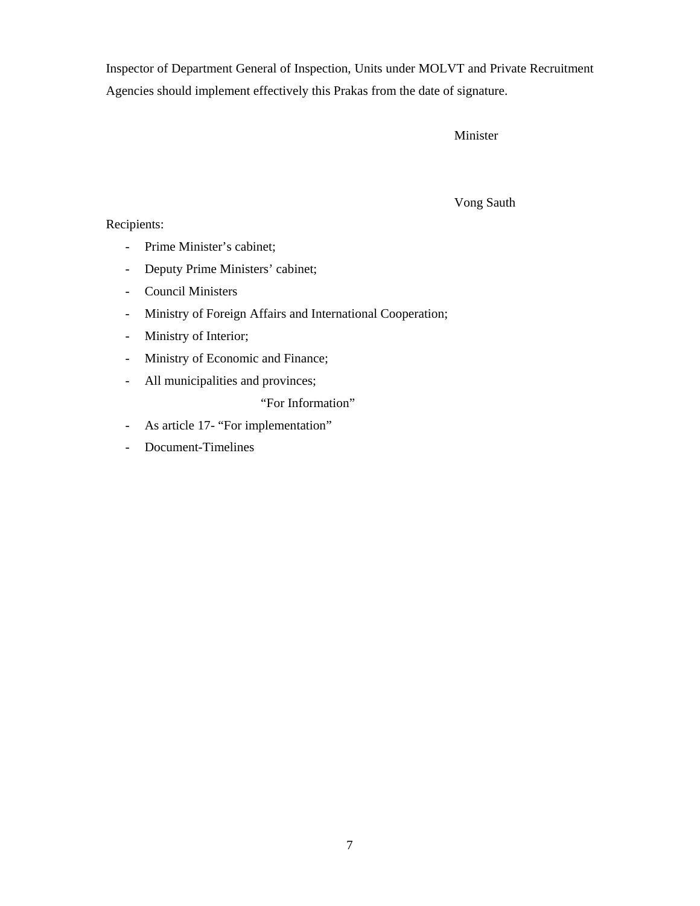Inspector of Department General of Inspection, Units under MOLVT and Private Recruitment Agencies should implement effectively this Prakas from the date of signature.

Minister

Vong Sauth

Recipients:

- Prime Minister's cabinet;
- Deputy Prime Ministers' cabinet;
- Council Ministers
- Ministry of Foreign Affairs and International Cooperation;
- Ministry of Interior;
- Ministry of Economic and Finance;
- All municipalities and provinces;

"For Information"

- As article 17- "For implementation"
- Document-Timelines